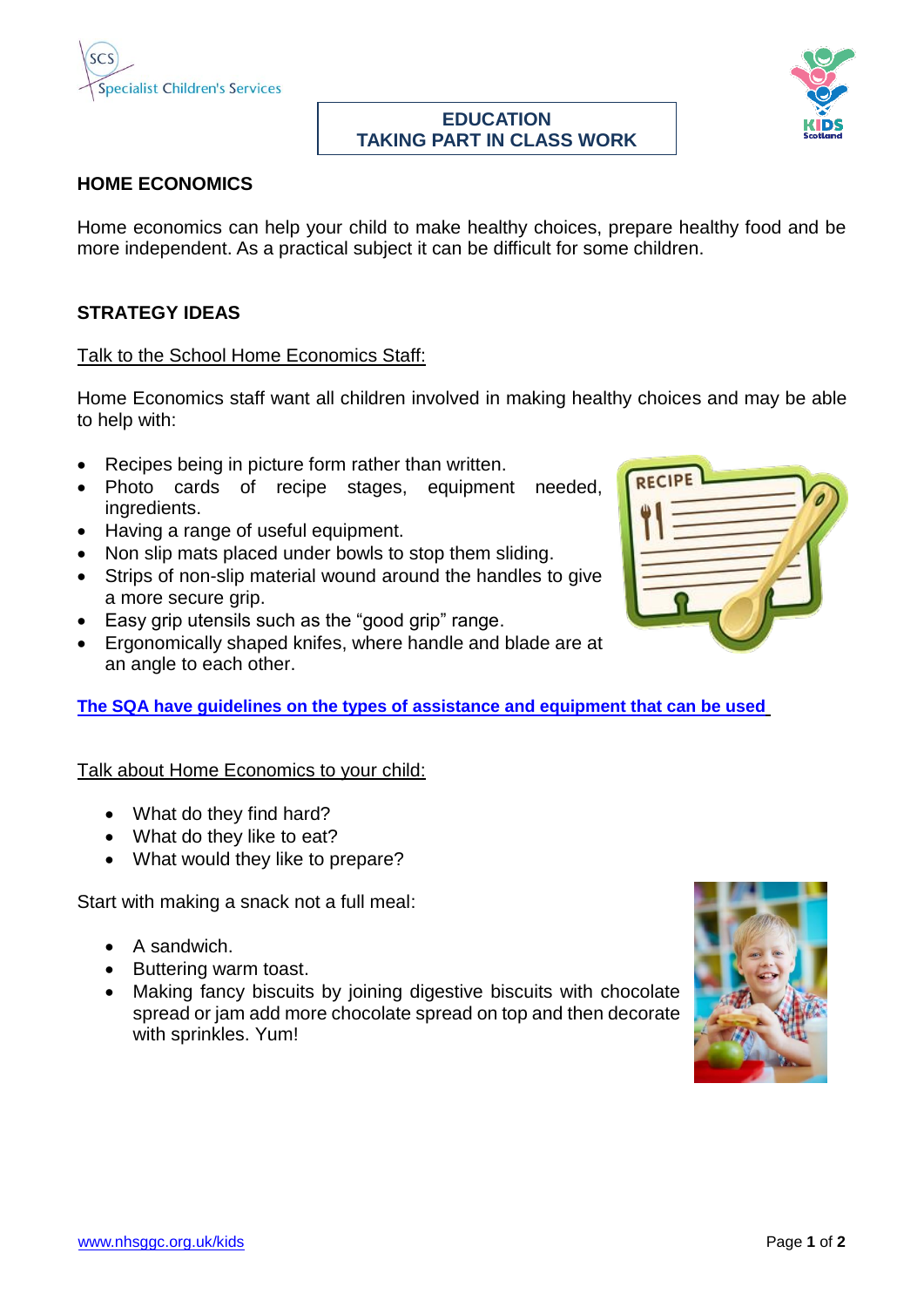**EDUCATION**
**TAKING PART IN CLASS WORK**

## HOME ECONOMICS

Home economics can help your child to make healthy choices, prepare healthy food and be more independent. As a practical subject it can be difficult for some children.

## STRATEGY IDEAS

<u>Talk to the School Home Economics Staff:</u>

Home Economics staff want all children involved in making healthy choices and may be able to help with:

- Recipes being in picture form rather than written.
- Photo cards of recipe stages, equipment needed, ingredients.
- Having a range of useful equipment.
- Non slip mats placed under bowls to stop them sliding.
- Strips of non-slip material wound around the handles to give a more secure grip.
- Easy grip utensils such as the "good grip" range.
- Ergonomically shaped knifes, where handle and blade are at an angle to each other.

**The SQA have guidelines on the types of assistance and equipment that can be used**

<u>Talk about Home Economics to your child:</u>

- What do they find hard?
- What do they like to eat?
- What would they like to prepare?

Start with making a snack not a full meal:

- A sandwich.
- Buttering warm toast.
- Making fancy biscuits by joining digestive biscuits with chocolate spread or jam add more chocolate spread on top and then decorate with sprinkles. Yum!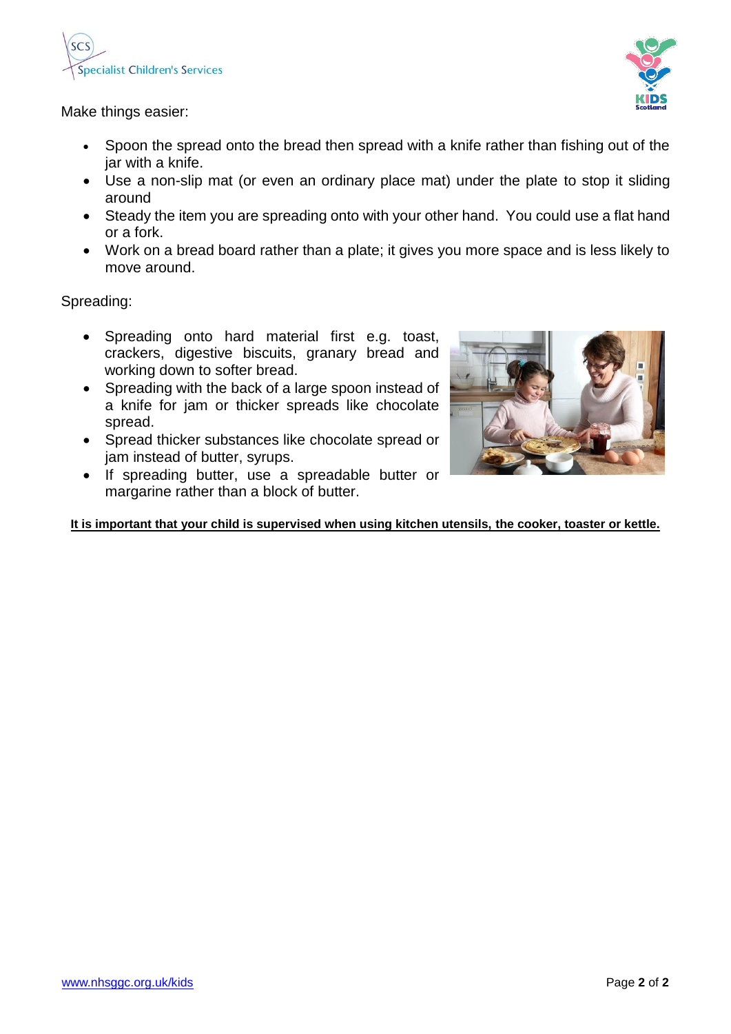Make things easier:

- Spoon the spread onto the bread then spread with a knife rather than fishing out of the jar with a knife.
- Use a non-slip mat (or even an ordinary place mat) under the plate to stop it sliding around
- Steady the item you are spreading onto with your other hand. You could use a flat hand or a fork.
- Work on a bread board rather than a plate; it gives you more space and is less likely to move around.

Spreading:

- Spreading onto hard material first e.g. toast, crackers, digestive biscuits, granary bread and working down to softer bread.
- Spreading with the back of a large spoon instead of a knife for jam or thicker spreads like chocolate spread.
- Spread thicker substances like chocolate spread or jam instead of butter, syrups.
- If spreading butter, use a spreadable butter or margarine rather than a block of butter.

**It is important that your child is supervised when using kitchen utensils, the cooker, toaster or kettle.**

www.nhsggc.org.uk/kids